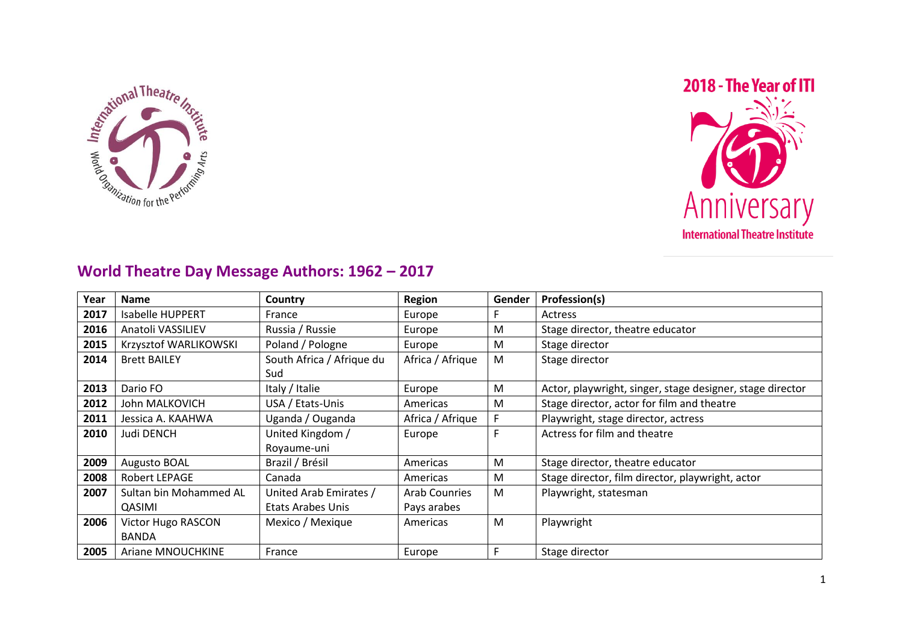## World Theatre Day Message Authors: 1962 – 2017

| Year | Name | Country | Region | Gender | Profession(s) |
|---|---|---|---|---|---|
| **2017** | Isabelle HUPPERT | France | Europe | F | Actress |
| **2016** | Anatoli VASSILIEV | Russia / Russie | Europe | M | Stage director, theatre educator |
| **2015** | Krzysztof WARLIKOWSKI | Poland / Pologne | Europe | M | Stage director |
| **2014** | Brett BAILEY | South Africa / Afrique du Sud | Africa / Afrique | M | Stage director |
| **2013** | Dario FO | Italy / Italie | Europe | M | Actor, playwright, singer, stage designer, stage director |
| **2012** | John MALKOVICH | USA / Etats-Unis | Americas | M | Stage director, actor for film and theatre |
| **2011** | Jessica A. KAAHWA | Uganda / Ouganda | Africa / Afrique | F | Playwright, stage director, actress |
| **2010** | Judi DENCH | United Kingdom / Royaume-uni | Europe | F | Actress for film and theatre |
| **2009** | Augusto BOAL | Brazil / Brésil | Americas | M | Stage director, theatre educator |
| **2008** | Robert LEPAGE | Canada | Americas | M | Stage director, film director, playwright, actor |
| **2007** | Sultan bin Mohammed AL QASIMI | United Arab Emirates / Etats Arabes Unis | Arab Counries Pays arabes | M | Playwright, statesman |
| **2006** | Victor Hugo RASCON BANDA | Mexico / Mexique | Americas | M | Playwright |
| **2005** | Ariane MNOUCHKINE | France | Europe | F | Stage director |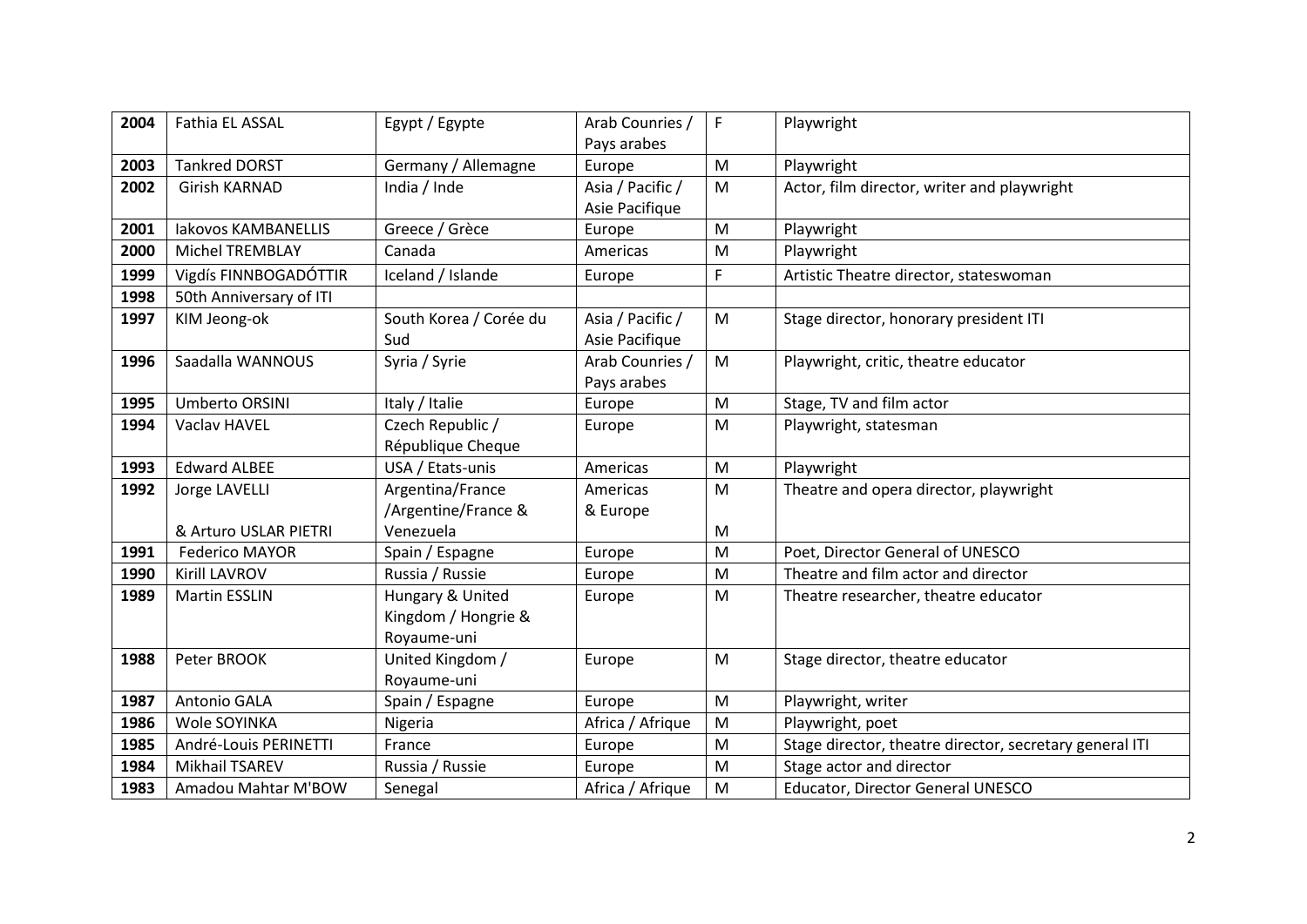| 2004 | Fathia EL ASSAL | Egypt / Egypte | Arab Counries / Pays arabes | F | Playwright |
|---|---|---|---|---|---|
| 2003 | Tankred DORST | Germany / Allemagne | Europe | M | Playwright |
| 2002 | Girish KARNAD | India / Inde | Asia / Pacific / Asie Pacifique | M | Actor, film director, writer and playwright |
| 2001 | Iakovos KAMBANELLIS | Greece / Grèce | Europe | M | Playwright |
| 2000 | Michel TREMBLAY | Canada | Americas | M | Playwright |
| 1999 | Vigdís FINNBOGADÓTTIR | Iceland / Islande | Europe | F | Artistic Theatre director, stateswoman |
| 1998 | 50th Anniversary of ITI | | | | |
| 1997 | KIM Jeong-ok | South Korea / Corée du Sud | Asia / Pacific / Asie Pacifique | M | Stage director, honorary president ITI |
| 1996 | Saadalla WANNOUS | Syria / Syrie | Arab Counries / Pays arabes | M | Playwright, critic, theatre educator |
| 1995 | Umberto ORSINI | Italy / Italie | Europe | M | Stage, TV and film actor |
| 1994 | Vaclav HAVEL | Czech Republic / République Cheque | Europe | M | Playwright, statesman |
| 1993 | Edward ALBEE | USA / Etats-unis | Americas | M | Playwright |
| 1992 | Jorge LAVELLI & Arturo USLAR PIETRI | Argentina/France /Argentine/France & Venezuela | Americas & Europe | M M | Theatre and opera director, playwright |
| 1991 | Federico MAYOR | Spain / Espagne | Europe | M | Poet, Director General of UNESCO |
| 1990 | Kirill LAVROV | Russia / Russie | Europe | M | Theatre and film actor and director |
| 1989 | Martin ESSLIN | Hungary & United Kingdom / Hongrie & Royaume-uni | Europe | M | Theatre researcher, theatre educator |
| 1988 | Peter BROOK | United Kingdom / Royaume-uni | Europe | M | Stage director, theatre educator |
| 1987 | Antonio GALA | Spain / Espagne | Europe | M | Playwright, writer |
| 1986 | Wole SOYINKA | Nigeria | Africa / Afrique | M | Playwright, poet |
| 1985 | André-Louis PERINETTI | France | Europe | M | Stage director, theatre director, secretary general ITI |
| 1984 | Mikhail TSAREV | Russia / Russie | Europe | M | Stage actor and director |
| 1983 | Amadou Mahtar M'BOW | Senegal | Africa / Afrique | M | Educator, Director General UNESCO |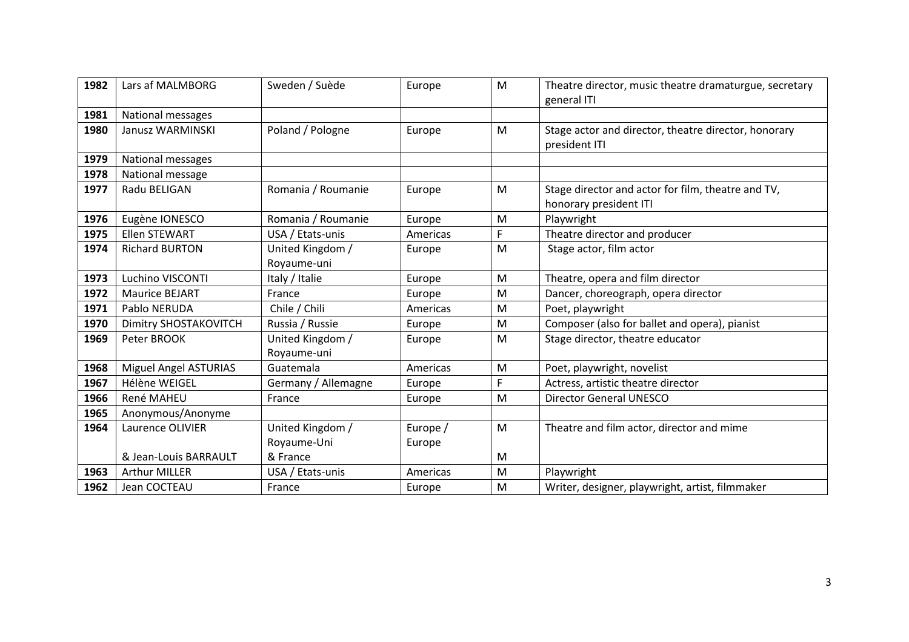| | | | | | |
|---|---|---|---|---|---|
| **1982** | Lars af MALMBORG | Sweden / Suède | Europe | M | Theatre director, music theatre dramaturgue, secretary general ITI |
| **1981** | National messages | | | | |
| **1980** | Janusz WARMINSKI | Poland / Pologne | Europe | M | Stage actor and director, theatre director, honorary president ITI |
| **1979** | National messages | | | | |
| **1978** | National message | | | | |
| **1977** | Radu BELIGAN | Romania / Roumanie | Europe | M | Stage director and actor for film, theatre and TV, honorary president ITI |
| **1976** | Eugène IONESCO | Romania / Roumanie | Europe | M | Playwright |
| **1975** | Ellen STEWART | USA / Etats-unis | Americas | F | Theatre director and producer |
| **1974** | Richard BURTON | United Kingdom / Royaume-uni | Europe | M | Stage actor, film actor |
| **1973** | Luchino VISCONTI | Italy / Italie | Europe | M | Theatre, opera and film director |
| **1972** | Maurice BEJART | France | Europe | M | Dancer, choreograph, opera director |
| **1971** | Pablo NERUDA | Chile / Chili | Americas | M | Poet, playwright |
| **1970** | Dimitry SHOSTAKOVITCH | Russia / Russie | Europe | M | Composer (also for ballet and opera), pianist |
| **1969** | Peter BROOK | United Kingdom / Royaume-uni | Europe | M | Stage director, theatre educator |
| **1968** | Miguel Angel ASTURIAS | Guatemala | Americas | M | Poet, playwright, novelist |
| **1967** | Hélène WEIGEL | Germany / Allemagne | Europe | F | Actress, artistic theatre director |
| **1966** | René MAHEU | France | Europe | M | Director General UNESCO |
| **1965** | Anonymous/Anonyme | | | | |
| **1964** | Laurence OLIVIER & Jean-Louis BARRAULT | United Kingdom / Royaume-Uni & France | Europe / Europe | M M | Theatre and film actor, director and mime |
| **1963** | Arthur MILLER | USA / Etats-unis | Americas | M | Playwright |
| **1962** | Jean COCTEAU | France | Europe | M | Writer, designer, playwright, artist, filmmaker |